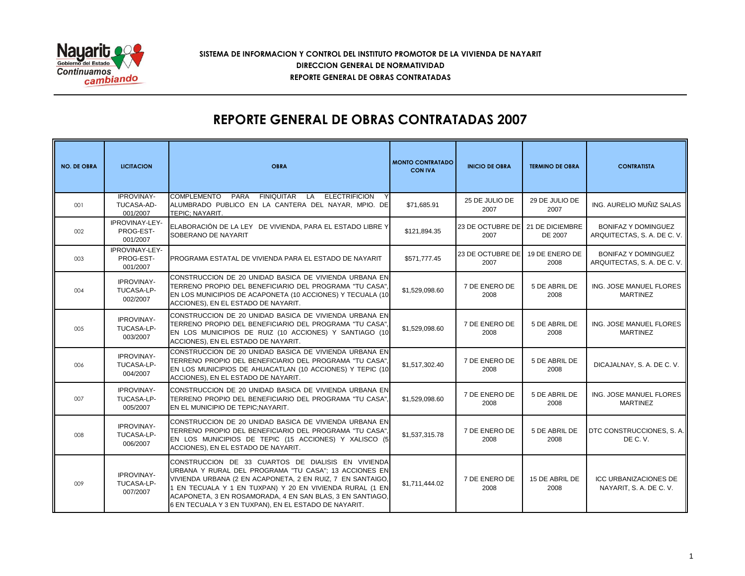**SISTEMA DE INFORMACION Y CONTROL DEL INSTITUTO PROMOTOR DE LA VIVIENDA DE NAYARIT**

**DIRECCION GENERAL DE NORMATIVIDAD**

**REPORTE GENERAL DE OBRAS CONTRATADAS**

# REPORTE GENERAL DE OBRAS CONTRATADAS 2007

| NO. DE OBRA | LICITACION | OBRA | MONTO CONTRATADO CON IVA | INICIO DE OBRA | TERMINO DE OBRA | CONTRATISTA |
|---|---|---|---|---|---|---|
| 001 | IPROVINAY-TUCASA-AD-001/2007 | COMPLEMENTO PARA FINIQUITAR LA ELECTRIFICION Y ALUMBRADO PUBLICO EN LA CANTERA DEL NAYAR, MPIO. DE TEPIC; NAYARIT. | $71,685.91 | 25 DE JULIO DE 2007 | 29 DE JULIO DE 2007 | ING. AURELIO MUÑIZ SALAS |
| 002 | IPROVINAY-LEY-PROG-EST-001/2007 | ELABORACIÓN DE LA LEY DE VIVIENDA, PARA EL ESTADO LIBRE Y SOBERANO DE NAYARIT | $121,894.35 | 23 DE OCTUBRE DE 2007 | 21 DE DICIEMBRE DE 2007 | BONIFAZ Y DOMINGUEZ ARQUITECTAS, S. A. DE C. V. |
| 003 | IPROVINAY-LEY-PROG-EST-001/2007 | PROGRAMA ESTATAL DE VIVIENDA PARA EL ESTADO DE NAYARIT | $571,777.45 | 23 DE OCTUBRE DE 2007 | 19 DE ENERO DE 2008 | BONIFAZ Y DOMINGUEZ ARQUITECTAS, S. A. DE C. V. |
| 004 | IPROVINAY-TUCASA-LP-002/2007 | CONSTRUCCION DE 20 UNIDAD BASICA DE VIVIENDA URBANA EN TERRENO PROPIO DEL BENEFICIARIO DEL PROGRAMA "TU CASA", EN LOS MUNICIPIOS DE ACAPONETA (10 ACCIONES) Y TECUALA (10 ACCIONES), EN EL ESTADO DE NAYARIT. | $1,529,098.60 | 7 DE ENERO DE 2008 | 5 DE ABRIL DE 2008 | ING. JOSE MANUEL FLORES MARTINEZ |
| 005 | IPROVINAY-TUCASA-LP-003/2007 | CONSTRUCCION DE 20 UNIDAD BASICA DE VIVIENDA URBANA EN TERRENO PROPIO DEL BENEFICIARIO DEL PROGRAMA "TU CASA", EN LOS MUNICIPIOS DE RUIZ (10 ACCIONES) Y SANTIAGO (10 ACCIONES), EN EL ESTADO DE NAYARIT. | $1,529,098.60 | 7 DE ENERO DE 2008 | 5 DE ABRIL DE 2008 | ING. JOSE MANUEL FLORES MARTINEZ |
| 006 | IPROVINAY-TUCASA-LP-004/2007 | CONSTRUCCION DE 20 UNIDAD BASICA DE VIVIENDA URBANA EN TERRENO PROPIO DEL BENEFICIARIO DEL PROGRAMA "TU CASA", EN LOS MUNICIPIOS DE AHUACATLAN (10 ACCIONES) Y TEPIC (10 ACCIONES), EN EL ESTADO DE NAYARIT. | $1,517,302.40 | 7 DE ENERO DE 2008 | 5 DE ABRIL DE 2008 | DICAJALNAY, S. A. DE C. V. |
| 007 | IPROVINAY-TUCASA-LP-005/2007 | CONSTRUCCION DE 20 UNIDAD BASICA DE VIVIENDA URBANA EN TERRENO PROPIO DEL BENEFICIARIO DEL PROGRAMA "TU CASA", EN EL MUNICIPIO DE TEPIC;NAYARIT. | $1,529,098.60 | 7 DE ENERO DE 2008 | 5 DE ABRIL DE 2008 | ING. JOSE MANUEL FLORES MARTINEZ |
| 008 | IPROVINAY-TUCASA-LP-006/2007 | CONSTRUCCION DE 20 UNIDAD BASICA DE VIVIENDA URBANA EN TERRENO PROPIO DEL BENEFICIARIO DEL PROGRAMA "TU CASA", EN LOS MUNICIPIOS DE TEPIC (15 ACCIONES) Y XALISCO (5 ACCIONES), EN EL ESTADO DE NAYARIT. | $1,537,315.78 | 7 DE ENERO DE 2008 | 5 DE ABRIL DE 2008 | DTC CONSTRUCCIONES, S. A. DE C. V. |
| 009 | IPROVINAY-TUCASA-LP-007/2007 | CONSTRUCCION DE 33 CUARTOS DE DIALISIS EN VIVIENDA URBANA Y RURAL DEL PROGRAMA "TU CASA"; 13 ACCIONES EN VIVIENDA URBANA (2 EN ACAPONETA, 2 EN RUIZ, 7 EN SANTAIGO, 1 EN TECUALA Y 1 EN TUXPAN) Y 20 EN VIVIENDA RURAL (1 EN ACAPONETA, 3 EN ROSAMORADA, 4 EN SAN BLAS, 3 EN SANTIAGO, 6 EN TECUALA Y 3 EN TUXPAN), EN EL ESTADO DE NAYARIT. | $1,711,444.02 | 7 DE ENERO DE 2008 | 15 DE ABRIL DE 2008 | ICC URBANIZACIONES DE NAYARIT, S. A. DE C. V. |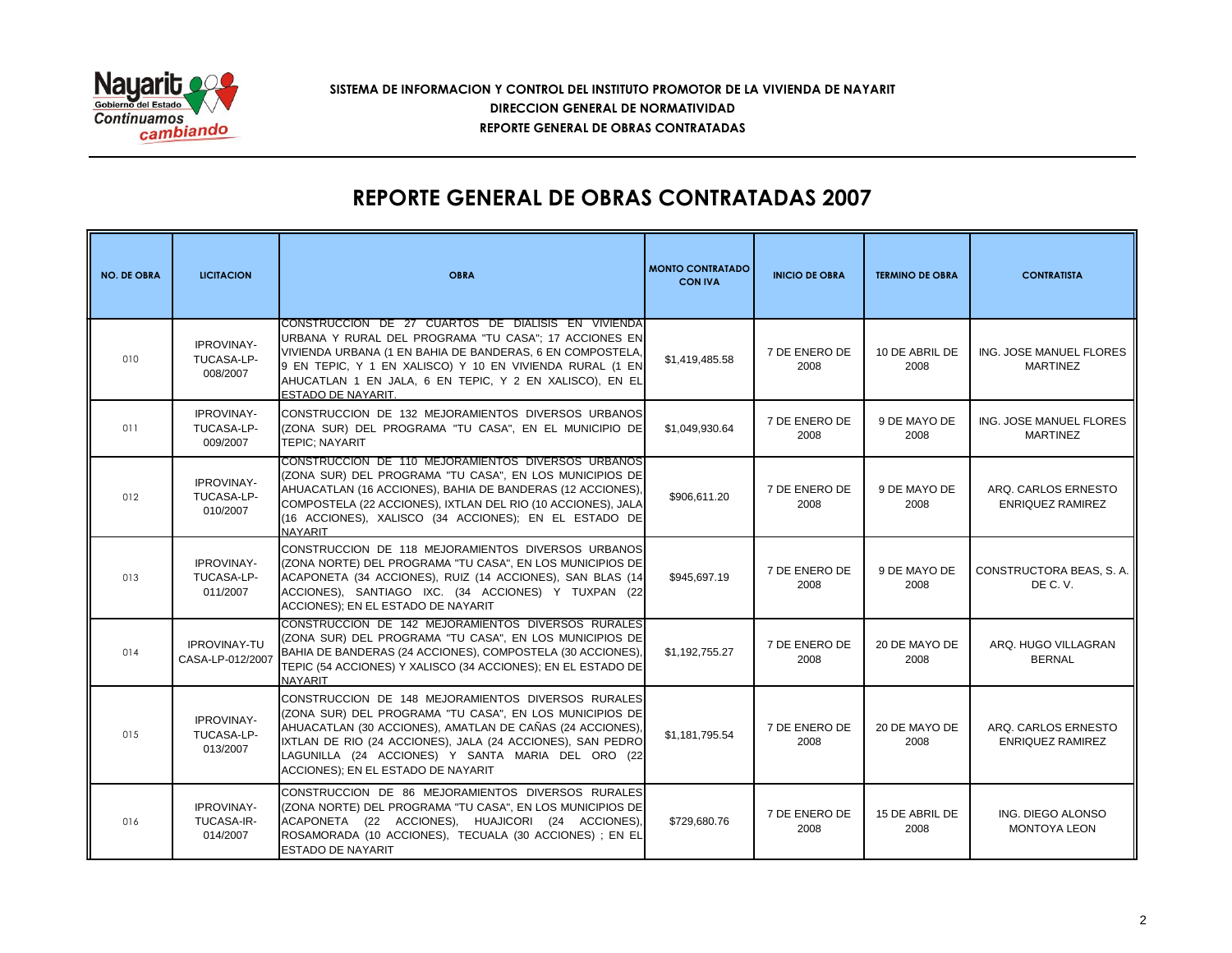**SISTEMA DE INFORMACION Y CONTROL DEL INSTITUTO PROMOTOR DE LA VIVIENDA DE NAYARIT**
**DIRECCION GENERAL DE NORMATIVIDAD**
**REPORTE GENERAL DE OBRAS CONTRATADAS**

# REPORTE GENERAL DE OBRAS CONTRATADAS 2007

| NO. DE OBRA | LICITACION | OBRA | MONTO CONTRATADO CON IVA | INICIO DE OBRA | TERMINO DE OBRA | CONTRATISTA |
|---|---|---|---|---|---|---|
| 010 | IPROVINAY-TUCASA-LP-008/2007 | CONSTRUCCION DE 27 CUARTOS DE DIALISIS EN VIVIENDA URBANA Y RURAL DEL PROGRAMA "TU CASA"; 17 ACCIONES EN VIVIENDA URBANA (1 EN BAHIA DE BANDERAS, 6 EN COMPOSTELA, 9 EN TEPIC, Y 1 EN XALISCO) Y 10 EN VIVIENDA RURAL (1 EN AHUCATLAN 1 EN JALA, 6 EN TEPIC, Y 2 EN XALISCO), EN EL ESTADO DE NAYARIT. | $1,419,485.58 | 7 DE ENERO DE 2008 | 10 DE ABRIL DE 2008 | ING. JOSE MANUEL FLORES MARTINEZ |
| 011 | IPROVINAY-TUCASA-LP-009/2007 | CONSTRUCCION DE 132 MEJORAMIENTOS DIVERSOS URBANOS (ZONA SUR) DEL PROGRAMA "TU CASA", EN EL MUNICIPIO DE TEPIC; NAYARIT | $1,049,930.64 | 7 DE ENERO DE 2008 | 9 DE MAYO DE 2008 | ING. JOSE MANUEL FLORES MARTINEZ |
| 012 | IPROVINAY-TUCASA-LP-010/2007 | CONSTRUCCION DE 110 MEJORAMIENTOS DIVERSOS URBANOS (ZONA SUR) DEL PROGRAMA "TU CASA", EN LOS MUNICIPIOS DE AHUACATLAN (16 ACCIONES), BAHIA DE BANDERAS (12 ACCIONES), COMPOSTELA (22 ACCIONES), IXTLAN DEL RIO (10 ACCIONES), JALA (16 ACCIONES), XALISCO (34 ACCIONES); EN EL ESTADO DE NAYARIT | $906,611.20 | 7 DE ENERO DE 2008 | 9 DE MAYO DE 2008 | ARQ. CARLOS ERNESTO ENRIQUEZ RAMIREZ |
| 013 | IPROVINAY-TUCASA-LP-011/2007 | CONSTRUCCION DE 118 MEJORAMIENTOS DIVERSOS URBANOS (ZONA NORTE) DEL PROGRAMA "TU CASA", EN LOS MUNICIPIOS DE ACAPONETA (34 ACCIONES), RUIZ (14 ACCIONES), SAN BLAS (14 ACCIONES), SANTIAGO IXC. (34 ACCIONES) Y TUXPAN (22 ACCIONES); EN EL ESTADO DE NAYARIT | $945,697.19 | 7 DE ENERO DE 2008 | 9 DE MAYO DE 2008 | CONSTRUCTORA BEAS, S. A. DE C. V. |
| 014 | IPROVINAY-TUCASA-LP-012/2007 | CONSTRUCCION DE 142 MEJORAMIENTOS DIVERSOS RURALES (ZONA SUR) DEL PROGRAMA "TU CASA", EN LOS MUNICIPIOS DE BAHIA DE BANDERAS (24 ACCIONES), COMPOSTELA (30 ACCIONES), TEPIC (54 ACCIONES) Y XALISCO (34 ACCIONES); EN EL ESTADO DE NAYARIT | $1,192,755.27 | 7 DE ENERO DE 2008 | 20 DE MAYO DE 2008 | ARQ. HUGO VILLAGRAN BERNAL |
| 015 | IPROVINAY-TUCASA-LP-013/2007 | CONSTRUCCION DE 148 MEJORAMIENTOS DIVERSOS RURALES (ZONA SUR) DEL PROGRAMA "TU CASA", EN LOS MUNICIPIOS DE AHUACATLAN (30 ACCIONES), AMATLAN DE CAÑAS (24 ACCIONES), IXTLAN DE RIO (24 ACCIONES), JALA (24 ACCIONES), SAN PEDRO LAGUNILLA (24 ACCIONES) Y SANTA MARIA DEL ORO (22 ACCIONES); EN EL ESTADO DE NAYARIT | $1,181,795.54 | 7 DE ENERO DE 2008 | 20 DE MAYO DE 2008 | ARQ. CARLOS ERNESTO ENRIQUEZ RAMIREZ |
| 016 | IPROVINAY-TUCASA-IR-014/2007 | CONSTRUCCION DE 86 MEJORAMIENTOS DIVERSOS RURALES (ZONA NORTE) DEL PROGRAMA "TU CASA", EN LOS MUNICIPIOS DE ACAPONETA (22 ACCIONES), HUAJICORI (24 ACCIONES), ROSAMORADA (10 ACCIONES), TECUALA (30 ACCIONES) ; EN EL ESTADO DE NAYARIT | $729,680.76 | 7 DE ENERO DE 2008 | 15 DE ABRIL DE 2008 | ING. DIEGO ALONSO MONTOYA LEON |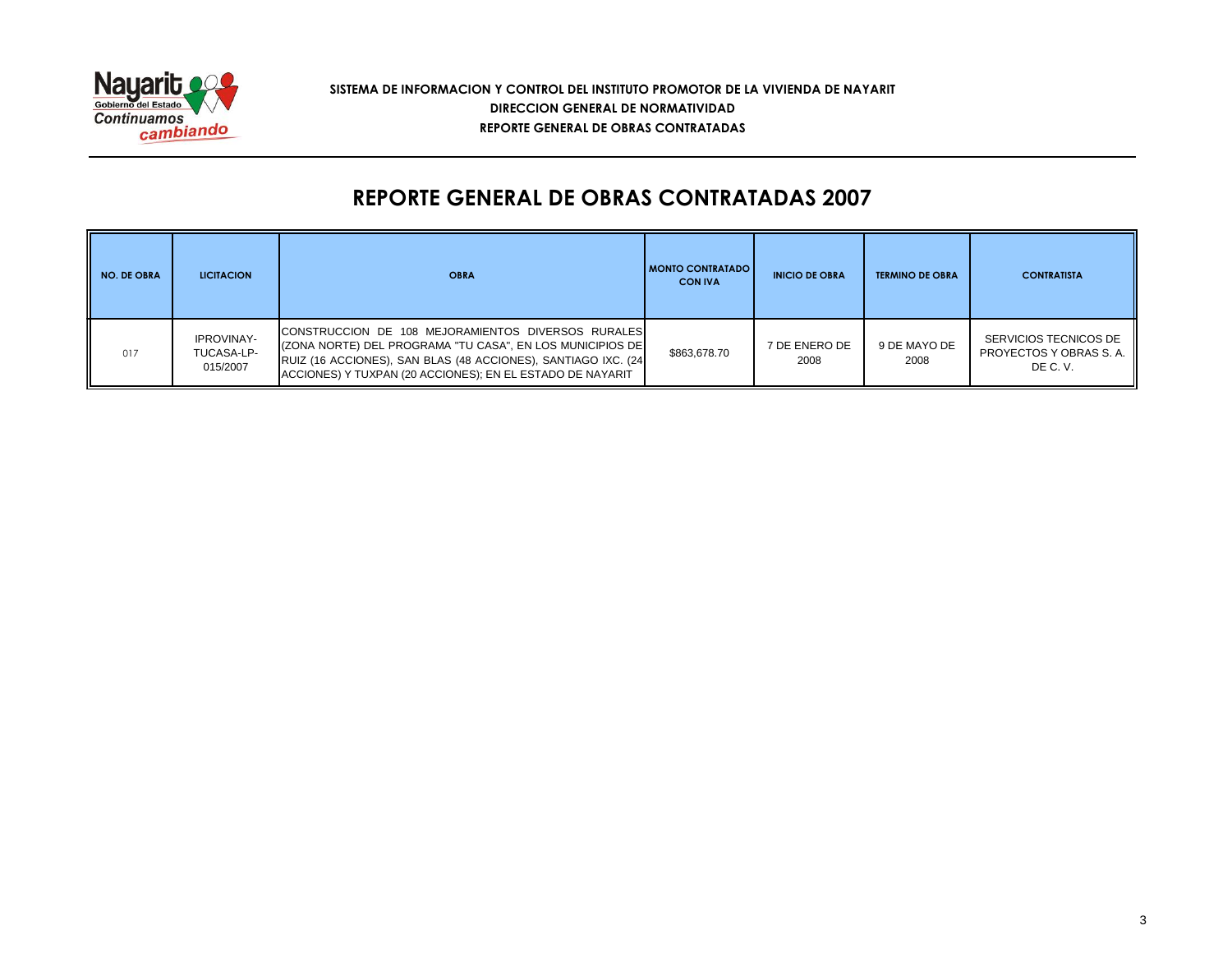SISTEMA DE INFORMACION Y CONTROL DEL INSTITUTO PROMOTOR DE LA VIVIENDA DE NAYARIT

DIRECCION GENERAL DE NORMATIVIDAD

REPORTE GENERAL DE OBRAS CONTRATADAS

# REPORTE GENERAL DE OBRAS CONTRATADAS 2007

| NO. DE OBRA | LICITACION | OBRA | MONTO CONTRATADO CON IVA | INICIO DE OBRA | TERMINO DE OBRA | CONTRATISTA |
|---|---|---|---|---|---|---|
| 017 | IPROVINAY-TUCASA-LP-015/2007 | CONSTRUCCION DE 108 MEJORAMIENTOS DIVERSOS RURALES (ZONA NORTE) DEL PROGRAMA "TU CASA", EN LOS MUNICIPIOS DE RUIZ (16 ACCIONES), SAN BLAS (48 ACCIONES), SANTIAGO IXC. (24 ACCIONES) Y TUXPAN (20 ACCIONES); EN EL ESTADO DE NAYARIT | $863,678.70 | 7 DE ENERO DE 2008 | 9 DE MAYO DE 2008 | SERVICIOS TECNICOS DE PROYECTOS Y OBRAS S. A. DE C. V. |